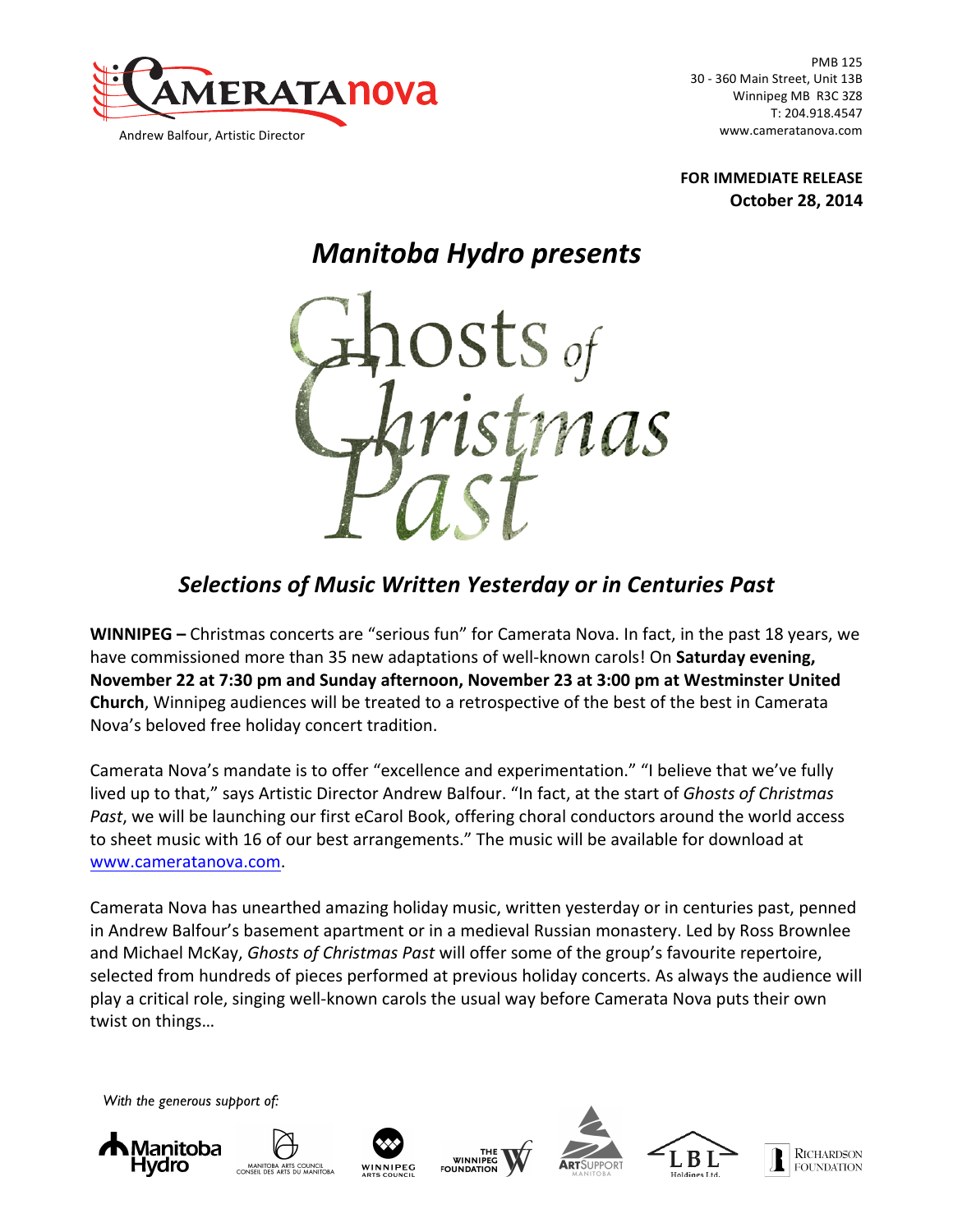CAMERATAnova

Andrew Balfour, Artistic Director

PMB 125
30 - 360 Main Street, Unit 13B
Winnipeg MB R3C 3Z8
T: 204.918.4547
www.cameratanova.com

**FOR IMMEDIATE RELEASE**
**October 28, 2014**

# *Manitoba Hydro presents*

# Ghosts of Christmas Past

## *Selections of Music Written Yesterday or in Centuries Past*

**WINNIPEG –** Christmas concerts are "serious fun" for Camerata Nova. In fact, in the past 18 years, we have commissioned more than 35 new adaptations of well-known carols! On **Saturday evening, November 22 at 7:30 pm and Sunday afternoon, November 23 at 3:00 pm at Westminster United Church**, Winnipeg audiences will be treated to a retrospective of the best of the best in Camerata Nova's beloved free holiday concert tradition.

Camerata Nova's mandate is to offer "excellence and experimentation." "I believe that we've fully lived up to that," says Artistic Director Andrew Balfour. "In fact, at the start of *Ghosts of Christmas Past*, we will be launching our first eCarol Book, offering choral conductors around the world access to sheet music with 16 of our best arrangements." The music will be available for download at www.cameratanova.com.

Camerata Nova has unearthed amazing holiday music, written yesterday or in centuries past, penned in Andrew Balfour's basement apartment or in a medieval Russian monastery. Led by Ross Brownlee and Michael McKay, *Ghosts of Christmas Past* will offer some of the group's favourite repertoire, selected from hundreds of pieces performed at previous holiday concerts. As always the audience will play a critical role, singing well-known carols the usual way before Camerata Nova puts their own twist on things…

*With the generous support of:*

Manitoba Hydro | Manitoba Arts Council / Conseil des Arts du Manitoba | Winnipeg Arts Council | The Winnipeg Foundation | ArtSupport Manitoba | LBL Holdings Ltd. | Richardson Foundation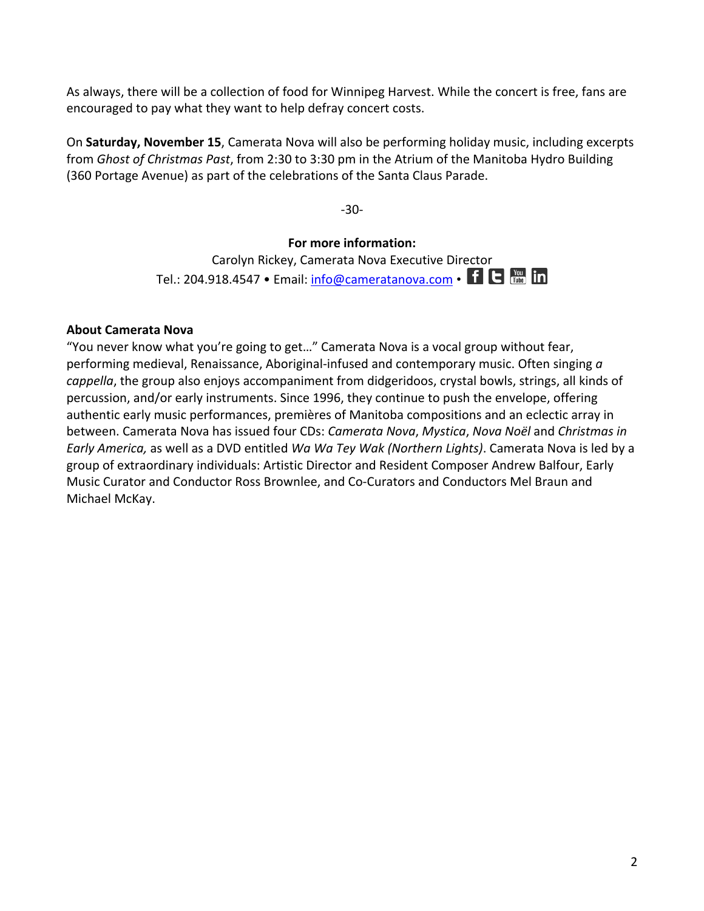As always, there will be a collection of food for Winnipeg Harvest. While the concert is free, fans are encouraged to pay what they want to help defray concert costs.

On **Saturday, November 15**, Camerata Nova will also be performing holiday music, including excerpts from *Ghost of Christmas Past*, from 2:30 to 3:30 pm in the Atrium of the Manitoba Hydro Building (360 Portage Avenue) as part of the celebrations of the Santa Claus Parade.

-30-

**For more information:**

Carolyn Rickey, Camerata Nova Executive Director

Tel.: 204.918.4547 • Email: info@cameratanova.com •

**About Camerata Nova**

"You never know what you're going to get…" Camerata Nova is a vocal group without fear, performing medieval, Renaissance, Aboriginal-infused and contemporary music. Often singing *a cappella*, the group also enjoys accompaniment from didgeridoos, crystal bowls, strings, all kinds of percussion, and/or early instruments. Since 1996, they continue to push the envelope, offering authentic early music performances, premières of Manitoba compositions and an eclectic array in between. Camerata Nova has issued four CDs: *Camerata Nova*, *Mystica*, *Nova Noël* and *Christmas in Early America,* as well as a DVD entitled *Wa Wa Tey Wak (Northern Lights)*. Camerata Nova is led by a group of extraordinary individuals: Artistic Director and Resident Composer Andrew Balfour, Early Music Curator and Conductor Ross Brownlee, and Co-Curators and Conductors Mel Braun and Michael McKay.